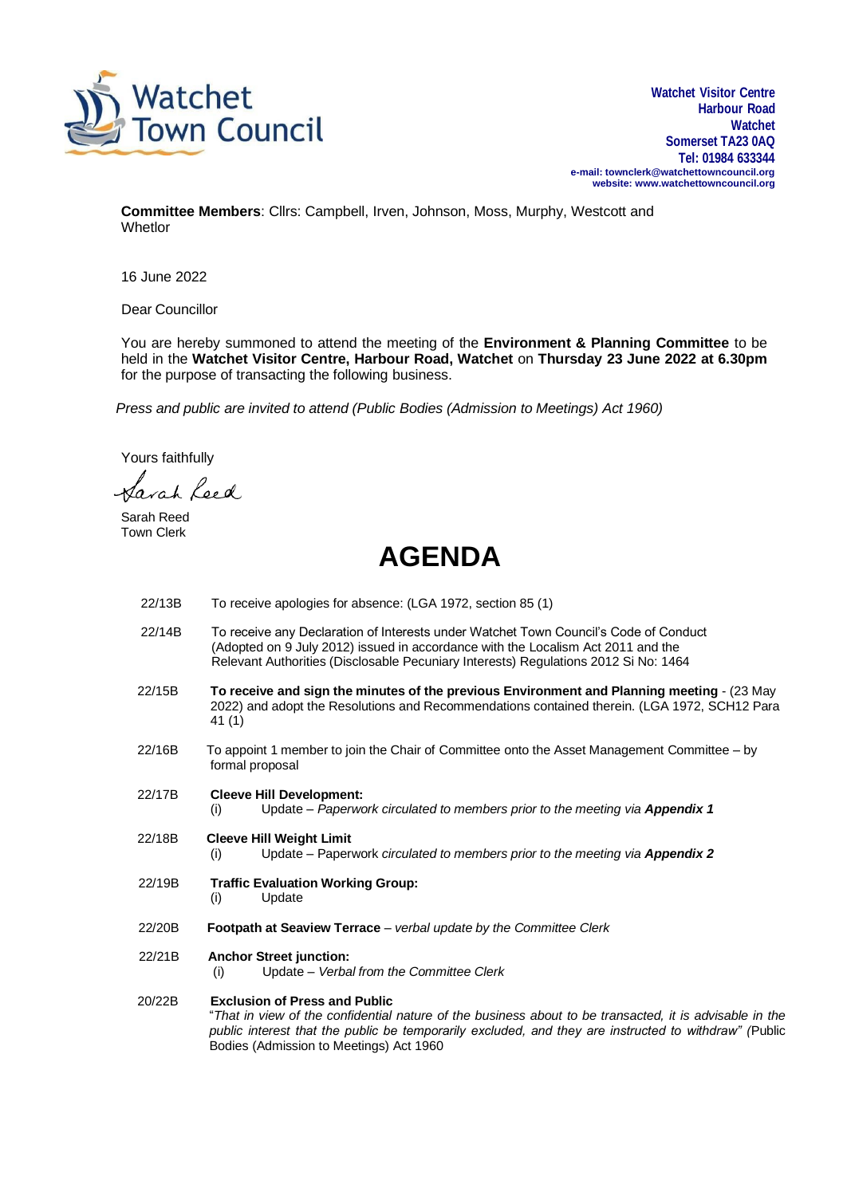Watchet Town Council

**Watchet Visitor Centre**
**Harbour Road**
**Watchet**
**Somerset TA23 0AQ**
**Tel: 01984 633344**
**e-mail: townclerk@watchettowncouncil.org**
**website: www.watchettowncouncil.org**

**Committee Members**: Cllrs: Campbell, Irven, Johnson, Moss, Murphy, Westcott and Whetlor

16 June 2022

Dear Councillor

You are hereby summoned to attend the meeting of the **Environment & Planning Committee** to be held in the **Watchet Visitor Centre, Harbour Road, Watchet** on **Thursday 23 June 2022 at 6.30pm** for the purpose of transacting the following business.

*Press and public are invited to attend (Public Bodies (Admission to Meetings) Act 1960)*

Yours faithfully

Sarah Reed

Sarah Reed
Town Clerk

# AGENDA

22/13B To receive apologies for absence: (LGA 1972, section 85 (1)

22/14B To receive any Declaration of Interests under Watchet Town Council's Code of Conduct (Adopted on 9 July 2012) issued in accordance with the Localism Act 2011 and the Relevant Authorities (Disclosable Pecuniary Interests) Regulations 2012 Si No: 1464

22/15B **To receive and sign the minutes of the previous Environment and Planning meeting** - (23 May 2022) and adopt the Resolutions and Recommendations contained therein. (LGA 1972, SCH12 Para 41 (1)

22/16B To appoint 1 member to join the Chair of Committee onto the Asset Management Committee – by formal proposal

22/17B **Cleeve Hill Development:**
(i) Update – *Paperwork circulated to members prior to the meeting via* ***Appendix 1***

22/18B **Cleeve Hill Weight Limit**
(i) Update – Paperwork *circulated to members prior to the meeting via* ***Appendix 2***

22/19B **Traffic Evaluation Working Group:**
(i) Update

22/20B **Footpath at Seaview Terrace** – *verbal update by the Committee Clerk*

22/21B **Anchor Street junction:**
(i) Update – *Verbal from the Committee Clerk*

20/22B **Exclusion of Press and Public**
"*That in view of the confidential nature of the business about to be transacted, it is advisable in the public interest that the public be temporarily excluded, and they are instructed to withdraw" (*Public Bodies (Admission to Meetings) Act 1960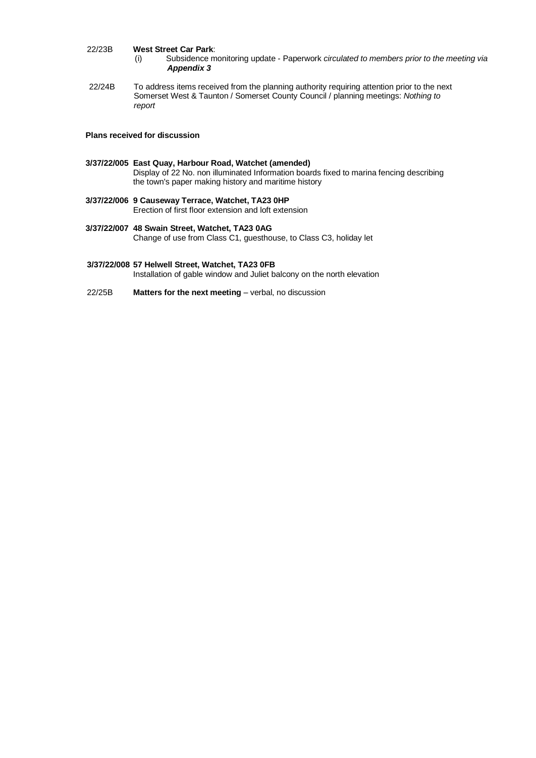22/23B **West Street Car Park**:

(i) Subsidence monitoring update - Paperwork *circulated to members prior to the meeting via **Appendix 3***

22/24B To address items received from the planning authority requiring attention prior to the next Somerset West & Taunton / Somerset County Council / planning meetings: *Nothing to report*

**Plans received for discussion**

**3/37/22/005 East Quay, Harbour Road, Watchet (amended)**
Display of 22 No. non illuminated Information boards fixed to marina fencing describing the town's paper making history and maritime history

**3/37/22/006 9 Causeway Terrace, Watchet, TA23 0HP**
Erection of first floor extension and loft extension

**3/37/22/007 48 Swain Street, Watchet, TA23 0AG**
Change of use from Class C1, guesthouse, to Class C3, holiday let

**3/37/22/008 57 Helwell Street, Watchet, TA23 0FB**
Installation of gable window and Juliet balcony on the north elevation

22/25B **Matters for the next meeting** – verbal, no discussion